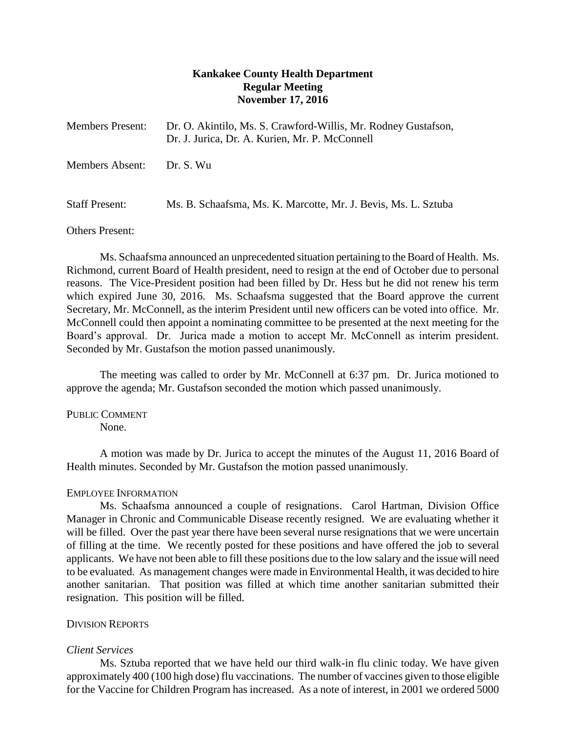**Kankakee County Health Department**
**Regular Meeting**
**November 17, 2016**

Members Present: Dr. O. Akintilo, Ms. S. Crawford-Willis, Mr. Rodney Gustafson, Dr. J. Jurica, Dr. A. Kurien, Mr. P. McConnell

Members Absent: Dr. S. Wu

Staff Present: Ms. B. Schaafsma, Ms. K. Marcotte, Mr. J. Bevis, Ms. L. Sztuba

Others Present:

Ms. Schaafsma announced an unprecedented situation pertaining to the Board of Health. Ms. Richmond, current Board of Health president, need to resign at the end of October due to personal reasons. The Vice-President position had been filled by Dr. Hess but he did not renew his term which expired June 30, 2016. Ms. Schaafsma suggested that the Board approve the current Secretary, Mr. McConnell, as the interim President until new officers can be voted into office. Mr. McConnell could then appoint a nominating committee to be presented at the next meeting for the Board's approval. Dr. Jurica made a motion to accept Mr. McConnell as interim president. Seconded by Mr. Gustafson the motion passed unanimously.

The meeting was called to order by Mr. McConnell at 6:37 pm. Dr. Jurica motioned to approve the agenda; Mr. Gustafson seconded the motion which passed unanimously.

PUBLIC COMMENT

None.

A motion was made by Dr. Jurica to accept the minutes of the August 11, 2016 Board of Health minutes. Seconded by Mr. Gustafson the motion passed unanimously.

EMPLOYEE INFORMATION

Ms. Schaafsma announced a couple of resignations. Carol Hartman, Division Office Manager in Chronic and Communicable Disease recently resigned. We are evaluating whether it will be filled. Over the past year there have been several nurse resignations that we were uncertain of filling at the time. We recently posted for these positions and have offered the job to several applicants. We have not been able to fill these positions due to the low salary and the issue will need to be evaluated. As management changes were made in Environmental Health, it was decided to hire another sanitarian. That position was filled at which time another sanitarian submitted their resignation. This position will be filled.

DIVISION REPORTS

*Client Services*

Ms. Sztuba reported that we have held our third walk-in flu clinic today. We have given approximately 400 (100 high dose) flu vaccinations. The number of vaccines given to those eligible for the Vaccine for Children Program has increased. As a note of interest, in 2001 we ordered 5000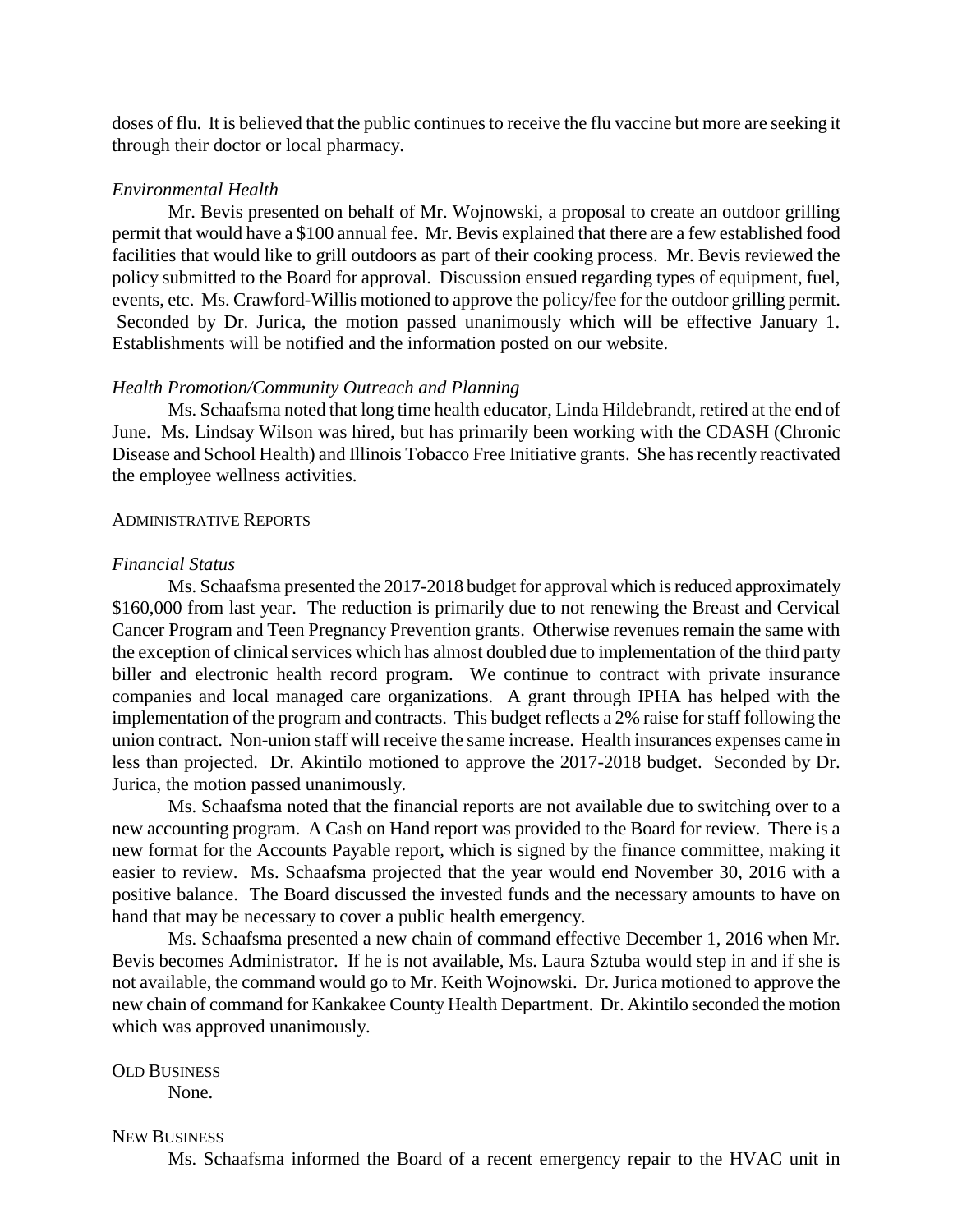doses of flu. It is believed that the public continues to receive the flu vaccine but more are seeking it through their doctor or local pharmacy.

*Environmental Health*

Mr. Bevis presented on behalf of Mr. Wojnowski, a proposal to create an outdoor grilling permit that would have a $100 annual fee. Mr. Bevis explained that there are a few established food facilities that would like to grill outdoors as part of their cooking process. Mr. Bevis reviewed the policy submitted to the Board for approval. Discussion ensued regarding types of equipment, fuel, events, etc. Ms. Crawford-Willis motioned to approve the policy/fee for the outdoor grilling permit. Seconded by Dr. Jurica, the motion passed unanimously which will be effective January 1. Establishments will be notified and the information posted on our website.

*Health Promotion/Community Outreach and Planning*

Ms. Schaafsma noted that long time health educator, Linda Hildebrandt, retired at the end of June. Ms. Lindsay Wilson was hired, but has primarily been working with the CDASH (Chronic Disease and School Health) and Illinois Tobacco Free Initiative grants. She has recently reactivated the employee wellness activities.

## Administrative Reports

*Financial Status*

Ms. Schaafsma presented the 2017-2018 budget for approval which is reduced approximately $160,000 from last year. The reduction is primarily due to not renewing the Breast and Cervical Cancer Program and Teen Pregnancy Prevention grants. Otherwise revenues remain the same with the exception of clinical services which has almost doubled due to implementation of the third party biller and electronic health record program. We continue to contract with private insurance companies and local managed care organizations. A grant through IPHA has helped with the implementation of the program and contracts. This budget reflects a 2% raise for staff following the union contract. Non-union staff will receive the same increase. Health insurances expenses came in less than projected. Dr. Akintilo motioned to approve the 2017-2018 budget. Seconded by Dr. Jurica, the motion passed unanimously.

Ms. Schaafsma noted that the financial reports are not available due to switching over to a new accounting program. A Cash on Hand report was provided to the Board for review. There is a new format for the Accounts Payable report, which is signed by the finance committee, making it easier to review. Ms. Schaafsma projected that the year would end November 30, 2016 with a positive balance. The Board discussed the invested funds and the necessary amounts to have on hand that may be necessary to cover a public health emergency.

Ms. Schaafsma presented a new chain of command effective December 1, 2016 when Mr. Bevis becomes Administrator. If he is not available, Ms. Laura Sztuba would step in and if she is not available, the command would go to Mr. Keith Wojnowski. Dr. Jurica motioned to approve the new chain of command for Kankakee County Health Department. Dr. Akintilo seconded the motion which was approved unanimously.

## Old Business

None.

## New Business

Ms. Schaafsma informed the Board of a recent emergency repair to the HVAC unit in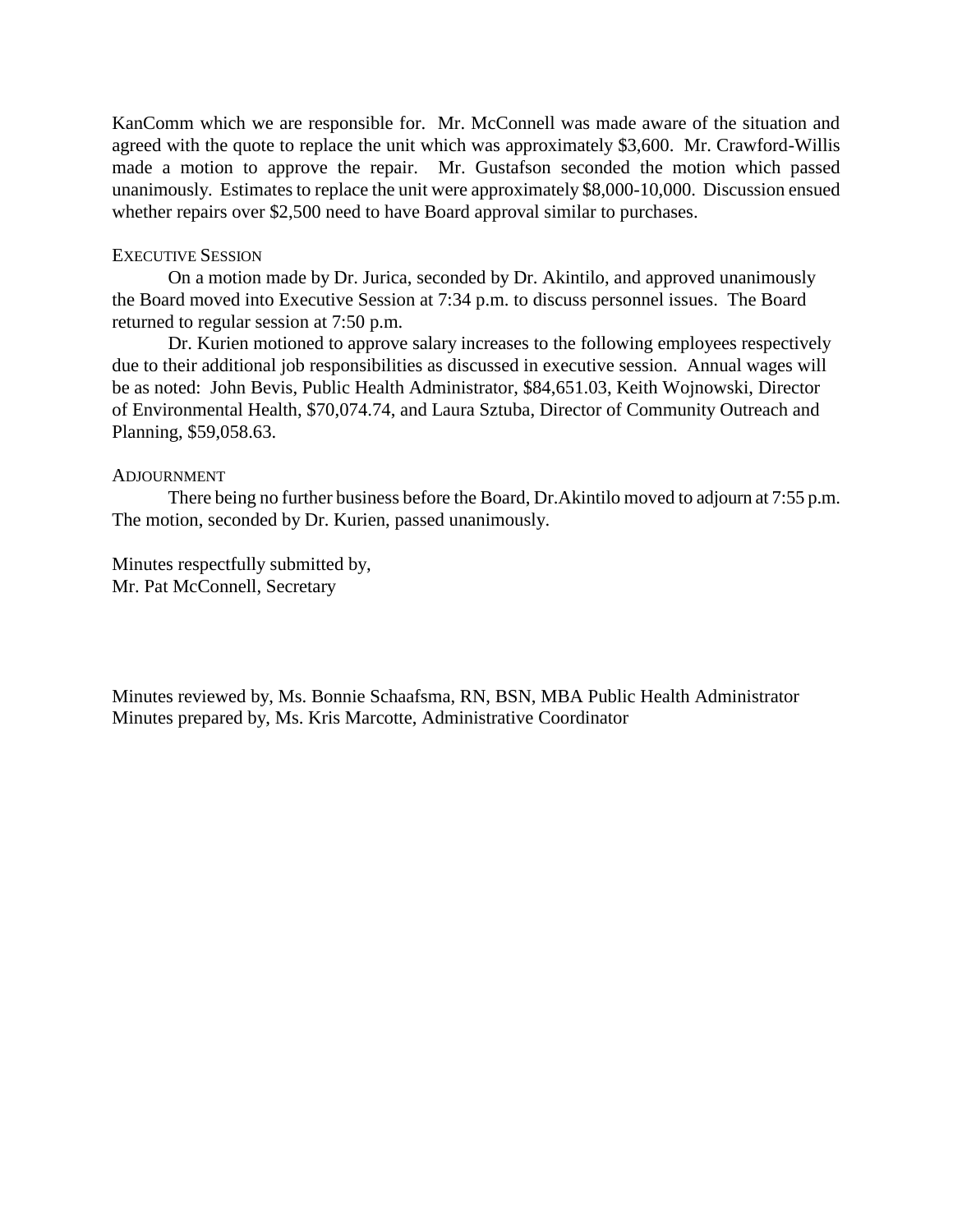KanComm which we are responsible for. Mr. McConnell was made aware of the situation and agreed with the quote to replace the unit which was approximately $3,600. Mr. Crawford-Willis made a motion to approve the repair. Mr. Gustafson seconded the motion which passed unanimously. Estimates to replace the unit were approximately $8,000-10,000. Discussion ensued whether repairs over $2,500 need to have Board approval similar to purchases.

EXECUTIVE SESSION

On a motion made by Dr. Jurica, seconded by Dr. Akintilo, and approved unanimously the Board moved into Executive Session at 7:34 p.m. to discuss personnel issues. The Board returned to regular session at 7:50 p.m.

Dr. Kurien motioned to approve salary increases to the following employees respectively due to their additional job responsibilities as discussed in executive session. Annual wages will be as noted: John Bevis, Public Health Administrator, $84,651.03, Keith Wojnowski, Director of Environmental Health, $70,074.74, and Laura Sztuba, Director of Community Outreach and Planning, $59,058.63.

ADJOURNMENT

There being no further business before the Board, Dr.Akintilo moved to adjourn at 7:55 p.m. The motion, seconded by Dr. Kurien, passed unanimously.

Minutes respectfully submitted by,
Mr. Pat McConnell, Secretary

Minutes reviewed by, Ms. Bonnie Schaafsma, RN, BSN, MBA Public Health Administrator
Minutes prepared by, Ms. Kris Marcotte, Administrative Coordinator